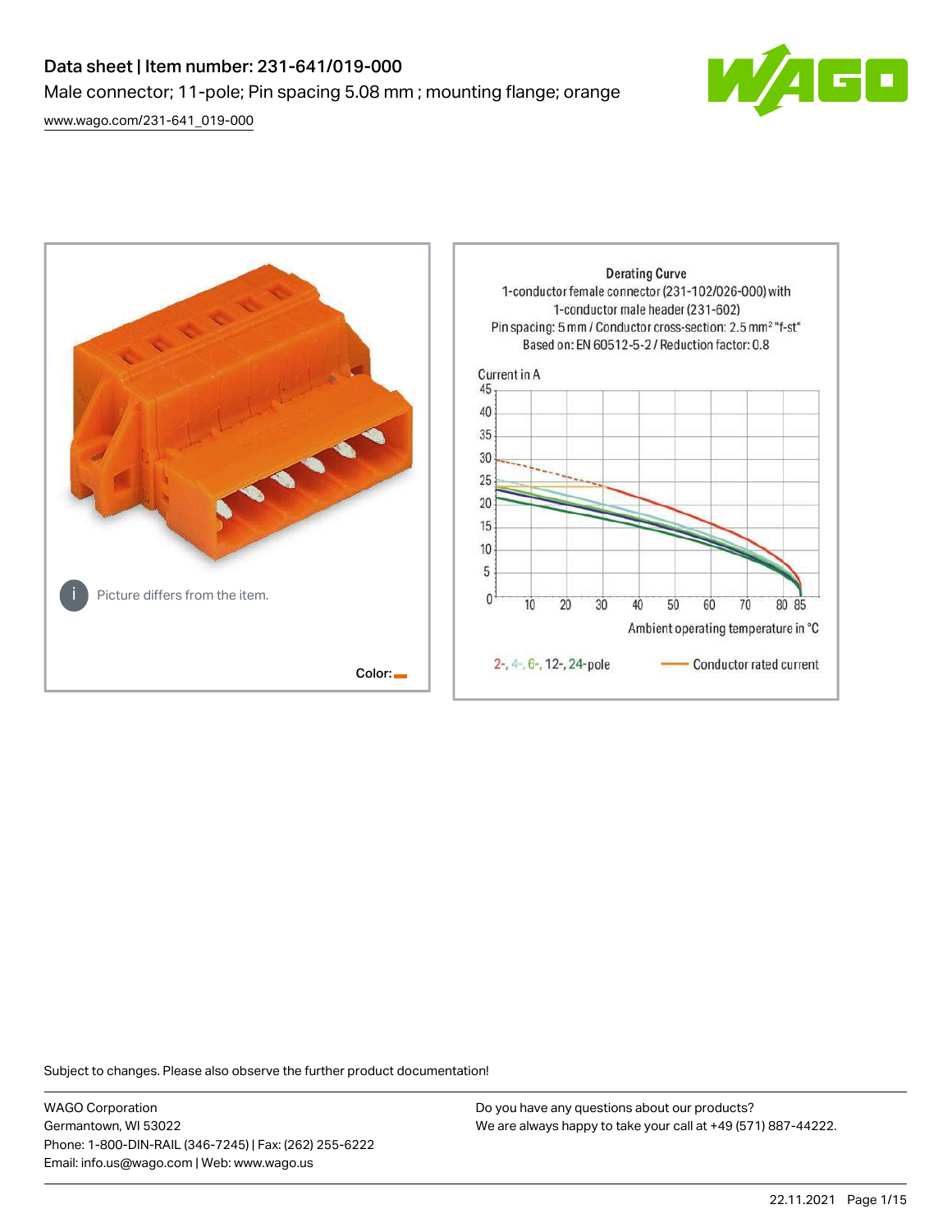# Data sheet | Item number: 231-641/019-000

Male connector; 11-pole; Pin spacing 5.08 mm ; mounting flange; orange

www.wago.com/231-641_019-000

Picture differs from the item.

Color:

Derating Curve
1-conductor female connector (231-102/026-000) with 1-conductor male header (231-602)
Pin spacing: 5 mm / Conductor cross-section: 2.5 mm² "f-st"
Based on: EN 60512-5-2 / Reduction factor: 0.8

Current in A

Ambient operating temperature in °C

2-, 4-, 6-, 12-, 24-pole — Conductor rated current

Subject to changes. Please also observe the further product documentation!

WAGO Corporation
Germantown, WI 53022
Phone: 1-800-DIN-RAIL (346-7245) | Fax: (262) 255-6222
Email: info.us@wago.com | Web: www.wago.us

Do you have any questions about our products?
We are always happy to take your call at +49 (571) 887-44222.

22.11.2021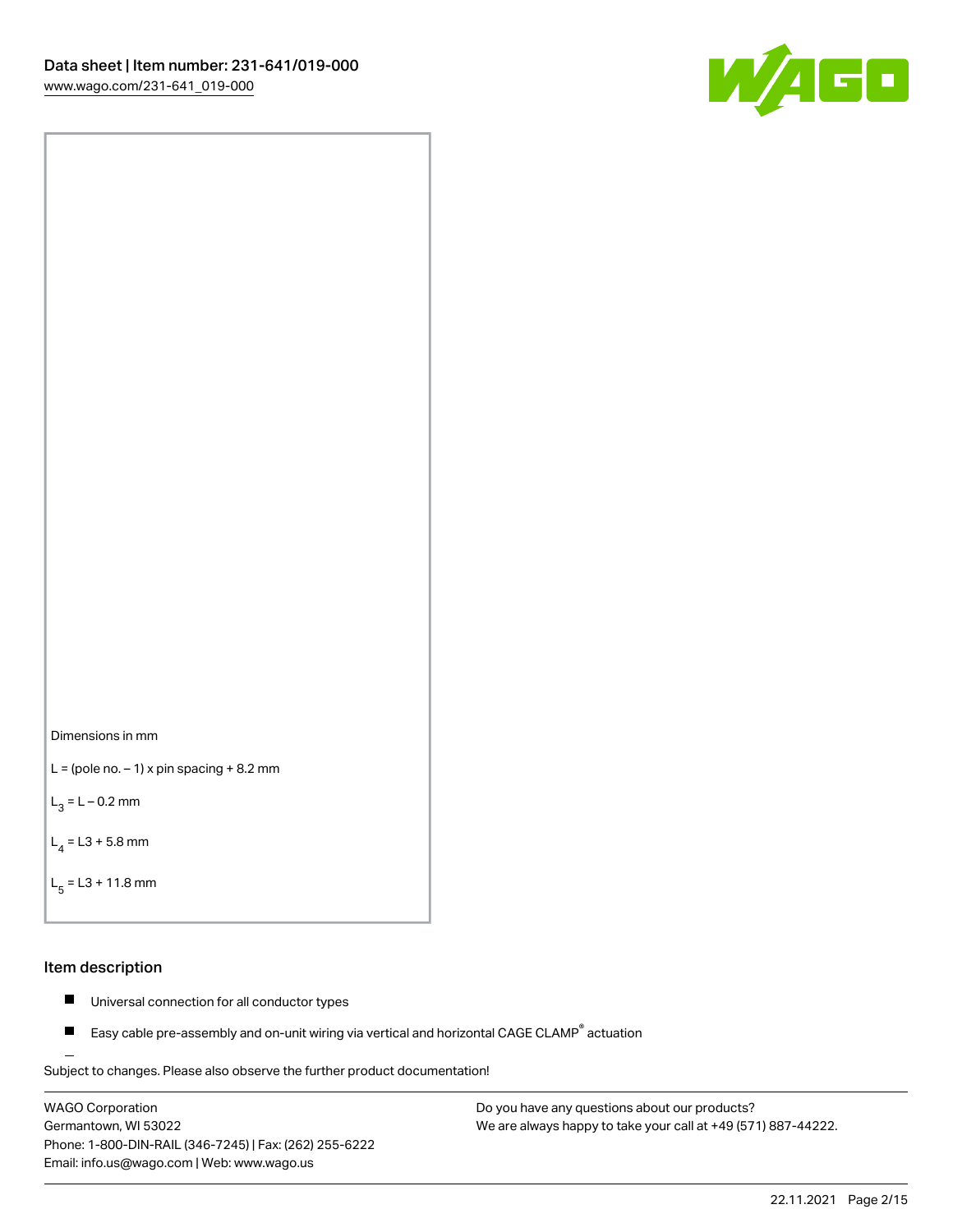Dimensions in mm

L = (pole no. – 1) x pin spacing + 8.2 mm

$L_3$ = L – 0.2 mm

$L_4$ = L3 + 5.8 mm

$L_5$ = L3 + 11.8 mm

## Item description

- Universal connection for all conductor types
- Easy cable pre-assembly and on-unit wiring via vertical and horizontal CAGE CLAMP® actuation

Subject to changes. Please also observe the further product documentation!

WAGO Corporation
Germantown, WI 53022
Phone: 1-800-DIN-RAIL (346-7245) | Fax: (262) 255-6222
Email: info.us@wago.com | Web: www.wago.us

Do you have any questions about our products?
We are always happy to take your call at +49 (571) 887-44222.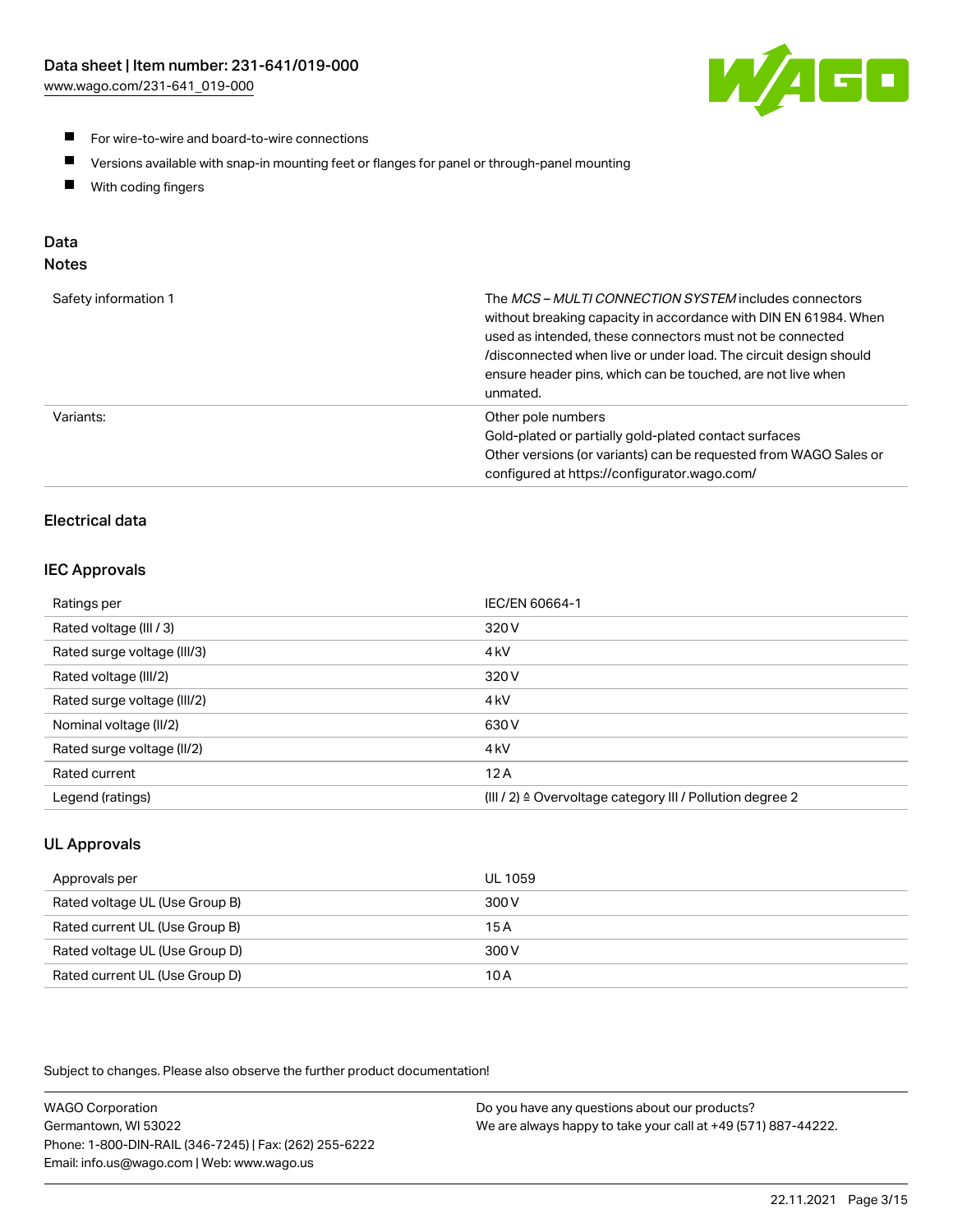- For wire-to-wire and board-to-wire connections
- Versions available with snap-in mounting feet or flanges for panel or through-panel mounting
- With coding fingers

## Data

### Notes

| | |
|---|---|
| Safety information 1 | The *MCS – MULTI CONNECTION SYSTEM* includes connectors without breaking capacity in accordance with DIN EN 61984. When used as intended, these connectors must not be connected /disconnected when live or under load. The circuit design should ensure header pins, which can be touched, are not live when unmated. |
| Variants: | Other pole numbers<br>Gold-plated or partially gold-plated contact surfaces<br>Other versions (or variants) can be requested from WAGO Sales or configured at https://configurator.wago.com/ |

### Electrical data

### IEC Approvals

| | |
|---|---|
| Ratings per | IEC/EN 60664-1 |
| Rated voltage (III / 3) | 320 V |
| Rated surge voltage (III/3) | 4 kV |
| Rated voltage (III/2) | 320 V |
| Rated surge voltage (III/2) | 4 kV |
| Nominal voltage (II/2) | 630 V |
| Rated surge voltage (II/2) | 4 kV |
| Rated current | 12 A |
| Legend (ratings) | (III / 2) ≙ Overvoltage category III / Pollution degree 2 |

### UL Approvals

| | |
|---|---|
| Approvals per | UL 1059 |
| Rated voltage UL (Use Group B) | 300 V |
| Rated current UL (Use Group B) | 15 A |
| Rated voltage UL (Use Group D) | 300 V |
| Rated current UL (Use Group D) | 10 A |

Subject to changes. Please also observe the further product documentation!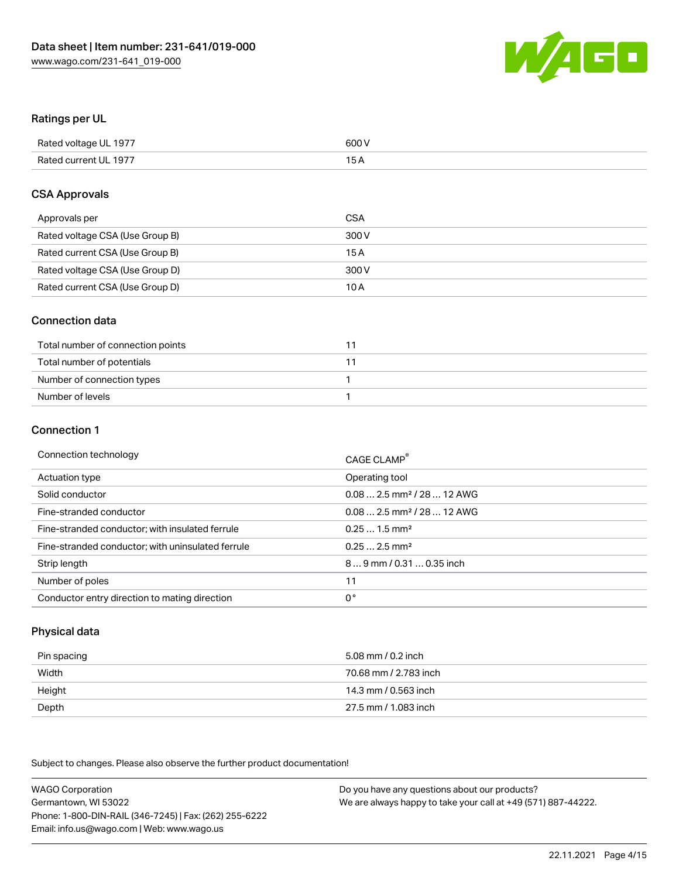## Ratings per UL

| | |
|---|---|
| Rated voltage UL 1977 | 600 V |
| Rated current UL 1977 | 15 A |

## CSA Approvals

| | |
|---|---|
| Approvals per | CSA |
| Rated voltage CSA (Use Group B) | 300 V |
| Rated current CSA (Use Group B) | 15 A |
| Rated voltage CSA (Use Group D) | 300 V |
| Rated current CSA (Use Group D) | 10 A |

## Connection data

| | |
|---|---|
| Total number of connection points | 11 |
| Total number of potentials | 11 |
| Number of connection types | 1 |
| Number of levels | 1 |

## Connection 1

| | |
|---|---|
| Connection technology | CAGE CLAMP® |
| Actuation type | Operating tool |
| Solid conductor | 0.08 … 2.5 mm² / 28 … 12 AWG |
| Fine-stranded conductor | 0.08 … 2.5 mm² / 28 … 12 AWG |
| Fine-stranded conductor; with insulated ferrule | 0.25 … 1.5 mm² |
| Fine-stranded conductor; with uninsulated ferrule | 0.25 … 2.5 mm² |
| Strip length | 8 … 9 mm / 0.31 … 0.35 inch |
| Number of poles | 11 |
| Conductor entry direction to mating direction | 0 ° |

## Physical data

| | |
|---|---|
| Pin spacing | 5.08 mm / 0.2 inch |
| Width | 70.68 mm / 2.783 inch |
| Height | 14.3 mm / 0.563 inch |
| Depth | 27.5 mm / 1.083 inch |

Subject to changes. Please also observe the further product documentation!

WAGO Corporation
Germantown, WI 53022
Phone: 1-800-DIN-RAIL (346-7245) | Fax: (262) 255-6222
Email: info.us@wago.com | Web: www.wago.us

Do you have any questions about our products?
We are always happy to take your call at +49 (571) 887-44222.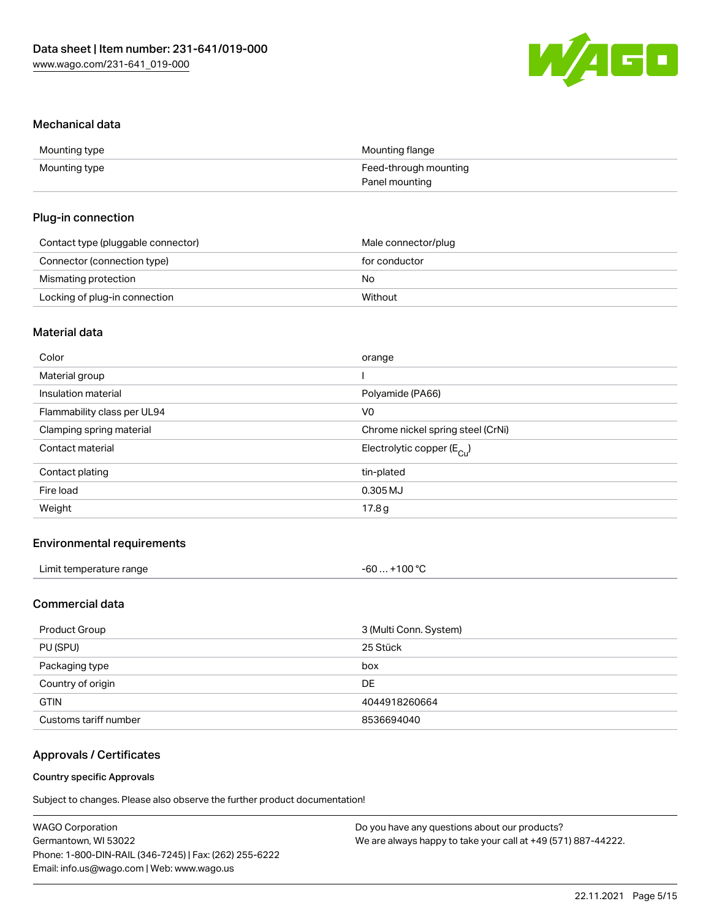## Mechanical data

| | |
|---|---|
| Mounting type | Mounting flange |
| Mounting type | Feed-through mounting<br>Panel mounting |

## Plug-in connection

| | |
|---|---|
| Contact type (pluggable connector) | Male connector/plug |
| Connector (connection type) | for conductor |
| Mismating protection | No |
| Locking of plug-in connection | Without |

## Material data

| | |
|---|---|
| Color | orange |
| Material group | I |
| Insulation material | Polyamide (PA66) |
| Flammability class per UL94 | V0 |
| Clamping spring material | Chrome nickel spring steel (CrNi) |
| Contact material | Electrolytic copper ($E_{Cu}$) |
| Contact plating | tin-plated |
| Fire load | 0.305 MJ |
| Weight | 17.8 g |

## Environmental requirements

| | |
|---|---|
| Limit temperature range | -60 … +100 °C |

## Commercial data

| | |
|---|---|
| Product Group | 3 (Multi Conn. System) |
| PU (SPU) | 25 Stück |
| Packaging type | box |
| Country of origin | DE |
| GTIN | 4044918260664 |
| Customs tariff number | 8536694040 |

## Approvals / Certificates

### Country specific Approvals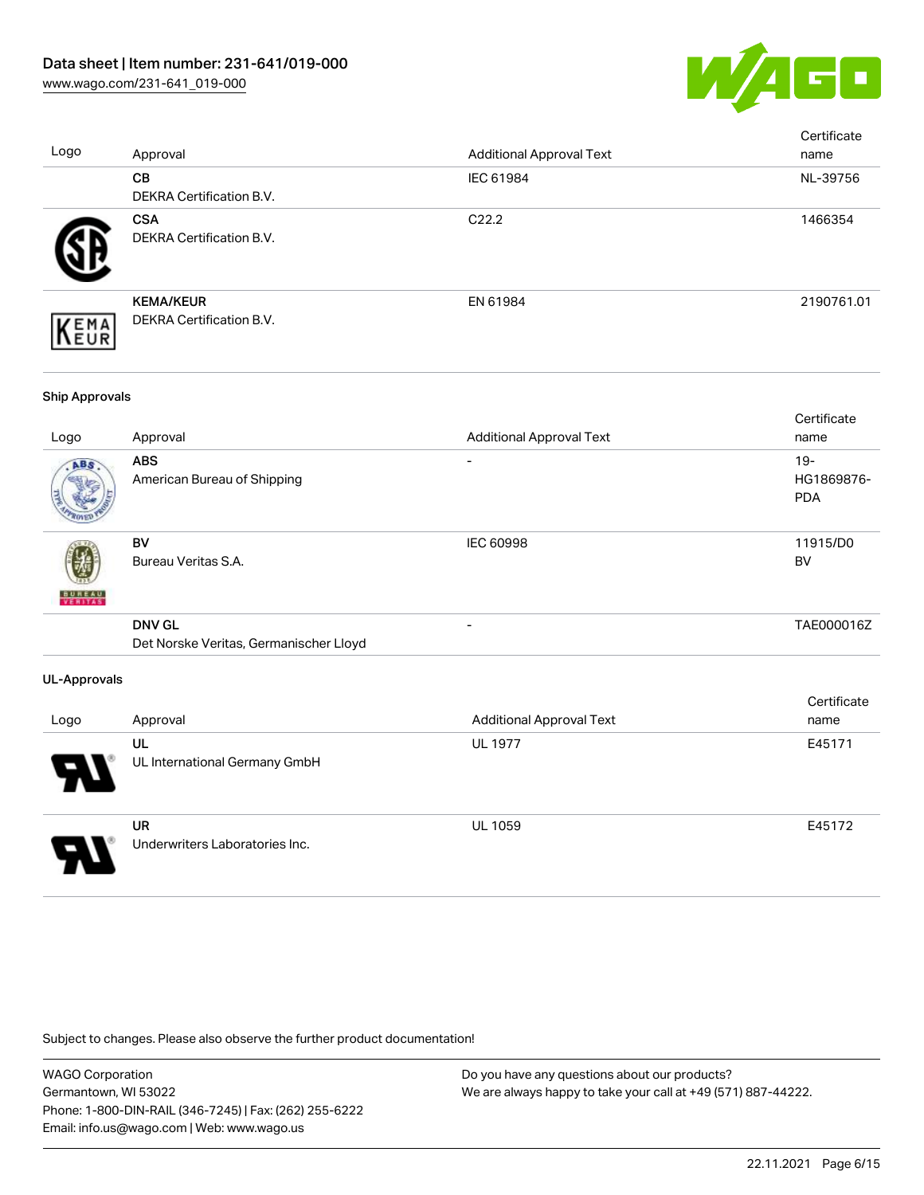| Logo | Approval | Additional Approval Text | Certificate name |
|---|---|---|---|
| | **CB**<br>DEKRA Certification B.V. | IEC 61984 | NL-39756 |
| | **CSA**<br>DEKRA Certification B.V. | C22.2 | 1466354 |
| | **KEMA/KEUR**<br>DEKRA Certification B.V. | EN 61984 | 2190761.01 |

### Ship Approvals

| Logo | Approval | Additional Approval Text | Certificate name |
|---|---|---|---|
| | **ABS**<br>American Bureau of Shipping | - | 19-HG1869876-PDA |
| | **BV**<br>Bureau Veritas S.A. | IEC 60998 | 11915/D0 BV |
| | **DNV GL**<br>Det Norske Veritas, Germanischer Lloyd | - | TAE000016Z |

### UL-Approvals

| Logo | Approval | Additional Approval Text | Certificate name |
|---|---|---|---|
| | **UL**<br>UL International Germany GmbH | UL 1977 | E45171 |
| | **UR**<br>Underwriters Laboratories Inc. | UL 1059 | E45172 |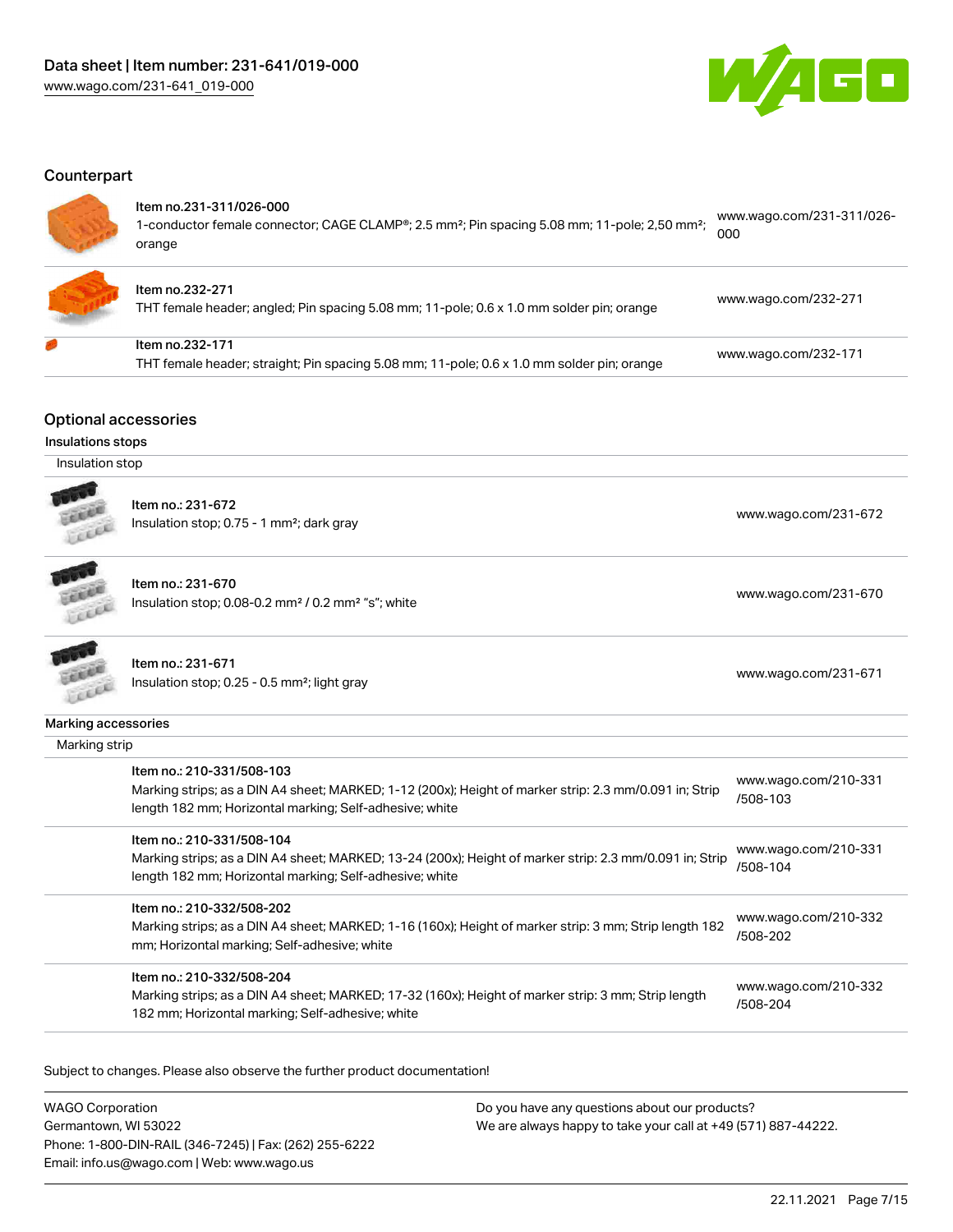## Counterpart

| | | |
|---|---|---|
| | Item no.231-311/026-000<br>1-conductor female connector; CAGE CLAMP®; 2.5 mm²; Pin spacing 5.08 mm; 11-pole; 2,50 mm²; orange | www.wago.com/231-311/026-000 |
| | Item no.232-271<br>THT female header; angled; Pin spacing 5.08 mm; 11-pole; 0.6 x 1.0 mm solder pin; orange | www.wago.com/232-271 |
| | Item no.232-171<br>THT female header; straight; Pin spacing 5.08 mm; 11-pole; 0.6 x 1.0 mm solder pin; orange | www.wago.com/232-171 |

## Optional accessories

### Insulations stops

Insulation stop

| | | |
|---|---|---|
| | Item no.: 231-672<br>Insulation stop; 0.75 - 1 mm²; dark gray | www.wago.com/231-672 |
| | Item no.: 231-670<br>Insulation stop; 0.08-0.2 mm² / 0.2 mm² "s"; white | www.wago.com/231-670 |
| | Item no.: 231-671<br>Insulation stop; 0.25 - 0.5 mm²; light gray | www.wago.com/231-671 |

### Marking accessories

Marking strip

| | |
|---|---|
| Item no.: 210-331/508-103<br>Marking strips; as a DIN A4 sheet; MARKED; 1-12 (200x); Height of marker strip: 2.3 mm/0.091 in; Strip length 182 mm; Horizontal marking; Self-adhesive; white | www.wago.com/210-331/508-103 |
| Item no.: 210-331/508-104<br>Marking strips; as a DIN A4 sheet; MARKED; 13-24 (200x); Height of marker strip: 2.3 mm/0.091 in; Strip length 182 mm; Horizontal marking; Self-adhesive; white | www.wago.com/210-331/508-104 |
| Item no.: 210-332/508-202<br>Marking strips; as a DIN A4 sheet; MARKED; 1-16 (160x); Height of marker strip: 3 mm; Strip length 182 mm; Horizontal marking; Self-adhesive; white | www.wago.com/210-332/508-202 |
| Item no.: 210-332/508-204<br>Marking strips; as a DIN A4 sheet; MARKED; 17-32 (160x); Height of marker strip: 3 mm; Strip length 182 mm; Horizontal marking; Self-adhesive; white | www.wago.com/210-332/508-204 |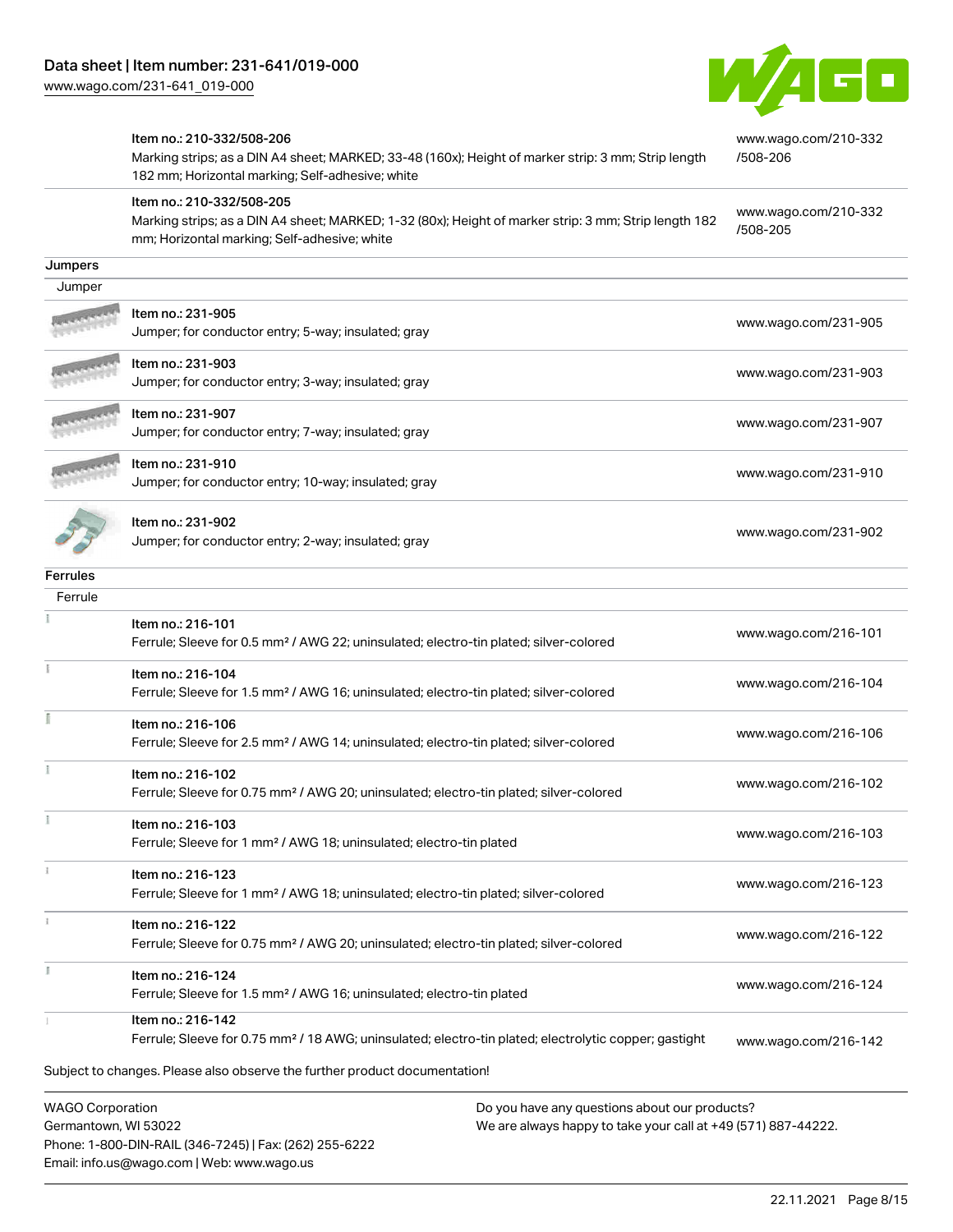| | | |
|---|---|---|
| | Item no.: 210-332/508-206<br>Marking strips; as a DIN A4 sheet; MARKED; 33-48 (160x); Height of marker strip: 3 mm; Strip length 182 mm; Horizontal marking; Self-adhesive; white | www.wago.com/210-332/508-206 |
| | Item no.: 210-332/508-205<br>Marking strips; as a DIN A4 sheet; MARKED; 1-32 (80x); Height of marker strip: 3 mm; Strip length 182 mm; Horizontal marking; Self-adhesive; white | www.wago.com/210-332/508-205 |

## Jumpers

### Jumper

| | | |
|---|---|---|
| | Item no.: 231-905<br>Jumper; for conductor entry; 5-way; insulated; gray | www.wago.com/231-905 |
| | Item no.: 231-903<br>Jumper; for conductor entry; 3-way; insulated; gray | www.wago.com/231-903 |
| | Item no.: 231-907<br>Jumper; for conductor entry; 7-way; insulated; gray | www.wago.com/231-907 |
| | Item no.: 231-910<br>Jumper; for conductor entry; 10-way; insulated; gray | www.wago.com/231-910 |
| | Item no.: 231-902<br>Jumper; for conductor entry; 2-way; insulated; gray | www.wago.com/231-902 |

## Ferrules

### Ferrule

| | | |
|---|---|---|
| | Item no.: 216-101<br>Ferrule; Sleeve for 0.5 mm² / AWG 22; uninsulated; electro-tin plated; silver-colored | www.wago.com/216-101 |
| | Item no.: 216-104<br>Ferrule; Sleeve for 1.5 mm² / AWG 16; uninsulated; electro-tin plated; silver-colored | www.wago.com/216-104 |
| | Item no.: 216-106<br>Ferrule; Sleeve for 2.5 mm² / AWG 14; uninsulated; electro-tin plated; silver-colored | www.wago.com/216-106 |
| | Item no.: 216-102<br>Ferrule; Sleeve for 0.75 mm² / AWG 20; uninsulated; electro-tin plated; silver-colored | www.wago.com/216-102 |
| | Item no.: 216-103<br>Ferrule; Sleeve for 1 mm² / AWG 18; uninsulated; electro-tin plated | www.wago.com/216-103 |
| | Item no.: 216-123<br>Ferrule; Sleeve for 1 mm² / AWG 18; uninsulated; electro-tin plated; silver-colored | www.wago.com/216-123 |
| | Item no.: 216-122<br>Ferrule; Sleeve for 0.75 mm² / AWG 20; uninsulated; electro-tin plated; silver-colored | www.wago.com/216-122 |
| | Item no.: 216-124<br>Ferrule; Sleeve for 1.5 mm² / AWG 16; uninsulated; electro-tin plated | www.wago.com/216-124 |
| | Item no.: 216-142<br>Ferrule; Sleeve for 0.75 mm² / 18 AWG; uninsulated; electro-tin plated; electrolytic copper; gastight | www.wago.com/216-142 |

Subject to changes. Please also observe the further product documentation!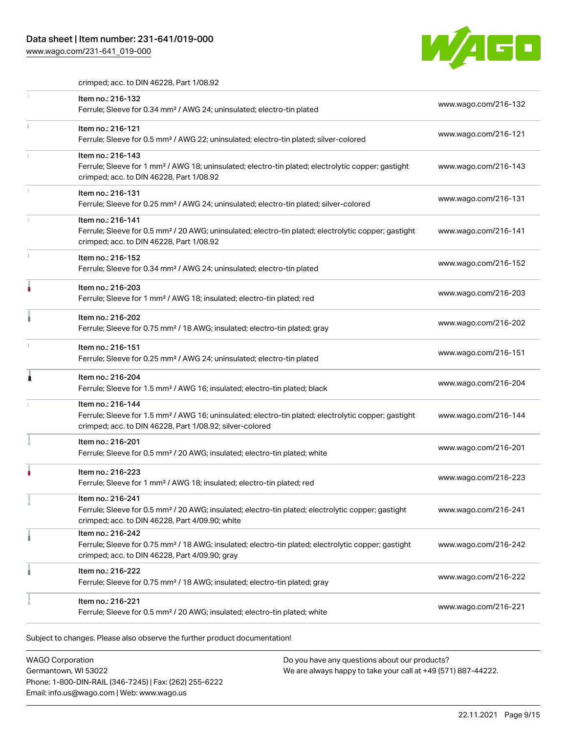crimped; acc. to DIN 46228, Part 1/08.92

| | | |
|---|---|---|
| | Item no.: 216-132<br>Ferrule; Sleeve for 0.34 mm² / AWG 24; uninsulated; electro-tin plated | www.wago.com/216-132 |
| | Item no.: 216-121<br>Ferrule; Sleeve for 0.5 mm² / AWG 22; uninsulated; electro-tin plated; silver-colored | www.wago.com/216-121 |
| | Item no.: 216-143<br>Ferrule; Sleeve for 1 mm² / AWG 18; uninsulated; electro-tin plated; electrolytic copper; gastight crimped; acc. to DIN 46228, Part 1/08.92 | www.wago.com/216-143 |
| | Item no.: 216-131<br>Ferrule; Sleeve for 0.25 mm² / AWG 24; uninsulated; electro-tin plated; silver-colored | www.wago.com/216-131 |
| | Item no.: 216-141<br>Ferrule; Sleeve for 0.5 mm² / 20 AWG; uninsulated; electro-tin plated; electrolytic copper; gastight crimped; acc. to DIN 46228, Part 1/08.92 | www.wago.com/216-141 |
| | Item no.: 216-152<br>Ferrule; Sleeve for 0.34 mm² / AWG 24; uninsulated; electro-tin plated | www.wago.com/216-152 |
| | Item no.: 216-203<br>Ferrule; Sleeve for 1 mm² / AWG 18; insulated; electro-tin plated; red | www.wago.com/216-203 |
| | Item no.: 216-202<br>Ferrule; Sleeve for 0.75 mm² / 18 AWG; insulated; electro-tin plated; gray | www.wago.com/216-202 |
| | Item no.: 216-151<br>Ferrule; Sleeve for 0.25 mm² / AWG 24; uninsulated; electro-tin plated | www.wago.com/216-151 |
| | Item no.: 216-204<br>Ferrule; Sleeve for 1.5 mm² / AWG 16; insulated; electro-tin plated; black | www.wago.com/216-204 |
| | Item no.: 216-144<br>Ferrule; Sleeve for 1.5 mm² / AWG 16; uninsulated; electro-tin plated; electrolytic copper; gastight crimped; acc. to DIN 46228, Part 1/08.92; silver-colored | www.wago.com/216-144 |
| | Item no.: 216-201<br>Ferrule; Sleeve for 0.5 mm² / 20 AWG; insulated; electro-tin plated; white | www.wago.com/216-201 |
| | Item no.: 216-223<br>Ferrule; Sleeve for 1 mm² / AWG 18; insulated; electro-tin plated; red | www.wago.com/216-223 |
| | Item no.: 216-241<br>Ferrule; Sleeve for 0.5 mm² / 20 AWG; insulated; electro-tin plated; electrolytic copper; gastight crimped; acc. to DIN 46228, Part 4/09.90; white | www.wago.com/216-241 |
| | Item no.: 216-242<br>Ferrule; Sleeve for 0.75 mm² / 18 AWG; insulated; electro-tin plated; electrolytic copper; gastight crimped; acc. to DIN 46228, Part 4/09.90; gray | www.wago.com/216-242 |
| | Item no.: 216-222<br>Ferrule; Sleeve for 0.75 mm² / 18 AWG; insulated; electro-tin plated; gray | www.wago.com/216-222 |
| | Item no.: 216-221<br>Ferrule; Sleeve for 0.5 mm² / 20 AWG; insulated; electro-tin plated; white | www.wago.com/216-221 |

Subject to changes. Please also observe the further product documentation!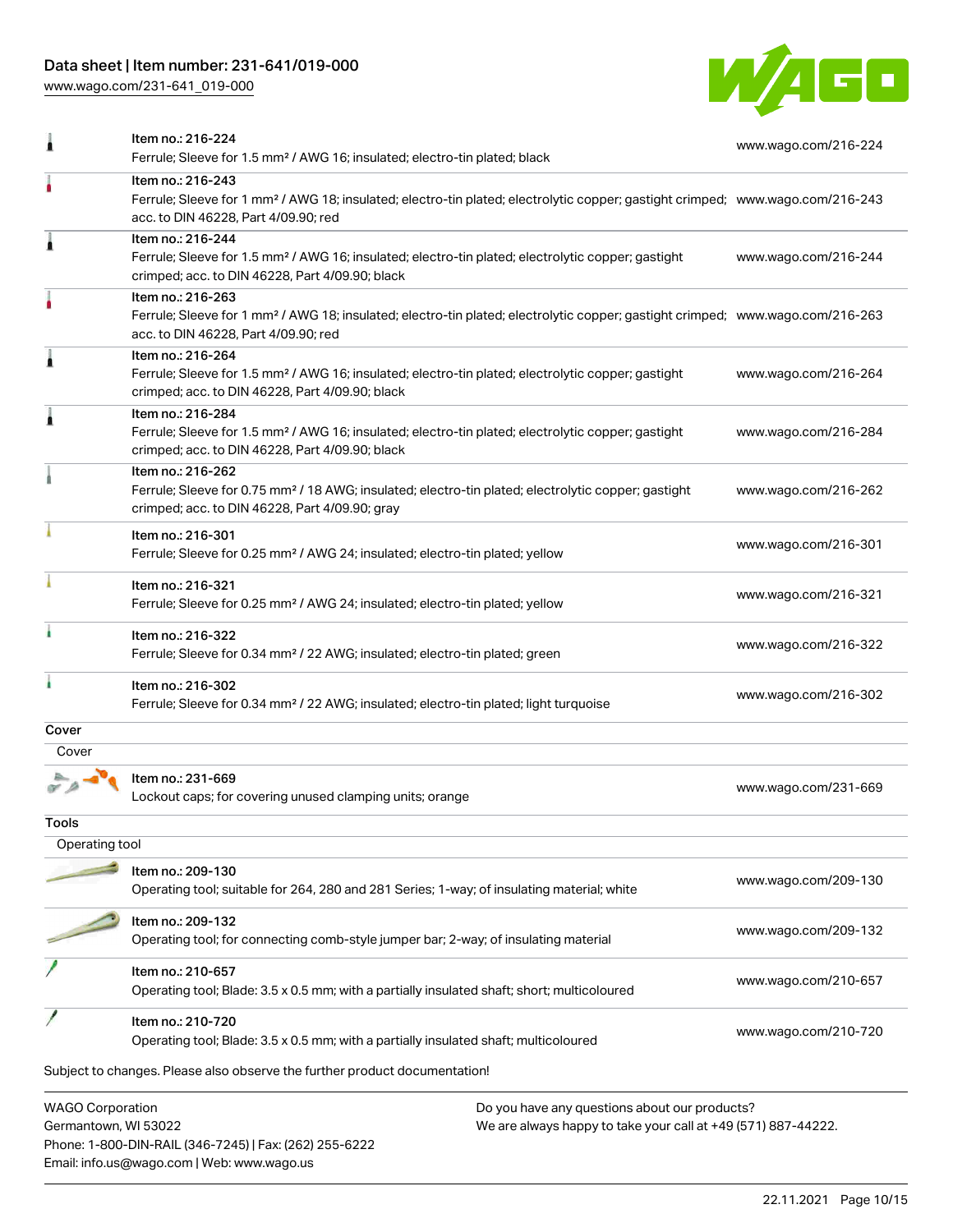| Item | URL |
|---|---|
| Item no.: 216-224<br>Ferrule; Sleeve for 1.5 mm² / AWG 16; insulated; electro-tin plated; black | www.wago.com/216-224 |
| Item no.: 216-243<br>Ferrule; Sleeve for 1 mm² / AWG 18; insulated; electro-tin plated; electrolytic copper; gastight crimped; acc. to DIN 46228, Part 4/09.90; red | www.wago.com/216-243 |
| Item no.: 216-244<br>Ferrule; Sleeve for 1.5 mm² / AWG 16; insulated; electro-tin plated; electrolytic copper; gastight crimped; acc. to DIN 46228, Part 4/09.90; black | www.wago.com/216-244 |
| Item no.: 216-263<br>Ferrule; Sleeve for 1 mm² / AWG 18; insulated; electro-tin plated; electrolytic copper; gastight crimped; acc. to DIN 46228, Part 4/09.90; red | www.wago.com/216-263 |
| Item no.: 216-264<br>Ferrule; Sleeve for 1.5 mm² / AWG 16; insulated; electro-tin plated; electrolytic copper; gastight crimped; acc. to DIN 46228, Part 4/09.90; black | www.wago.com/216-264 |
| Item no.: 216-284<br>Ferrule; Sleeve for 1.5 mm² / AWG 16; insulated; electro-tin plated; electrolytic copper; gastight crimped; acc. to DIN 46228, Part 4/09.90; black | www.wago.com/216-284 |
| Item no.: 216-262<br>Ferrule; Sleeve for 0.75 mm² / 18 AWG; insulated; electro-tin plated; electrolytic copper; gastight crimped; acc. to DIN 46228, Part 4/09.90; gray | www.wago.com/216-262 |
| Item no.: 216-301<br>Ferrule; Sleeve for 0.25 mm² / AWG 24; insulated; electro-tin plated; yellow | www.wago.com/216-301 |
| Item no.: 216-321<br>Ferrule; Sleeve for 0.25 mm² / AWG 24; insulated; electro-tin plated; yellow | www.wago.com/216-321 |
| Item no.: 216-322<br>Ferrule; Sleeve for 0.34 mm² / 22 AWG; insulated; electro-tin plated; green | www.wago.com/216-322 |
| Item no.: 216-302<br>Ferrule; Sleeve for 0.34 mm² / 22 AWG; insulated; electro-tin plated; light turquoise | www.wago.com/216-302 |

## Cover

Cover

| Item | URL |
|---|---|
| Item no.: 231-669<br>Lockout caps; for covering unused clamping units; orange | www.wago.com/231-669 |

## Tools

Operating tool

| Item | URL |
|---|---|
| Item no.: 209-130<br>Operating tool; suitable for 264, 280 and 281 Series; 1-way; of insulating material; white | www.wago.com/209-130 |
| Item no.: 209-132<br>Operating tool; for connecting comb-style jumper bar; 2-way; of insulating material | www.wago.com/209-132 |
| Item no.: 210-657<br>Operating tool; Blade: 3.5 x 0.5 mm; with a partially insulated shaft; short; multicoloured | www.wago.com/210-657 |
| Item no.: 210-720<br>Operating tool; Blade: 3.5 x 0.5 mm; with a partially insulated shaft; multicoloured | www.wago.com/210-720 |

Subject to changes. Please also observe the further product documentation!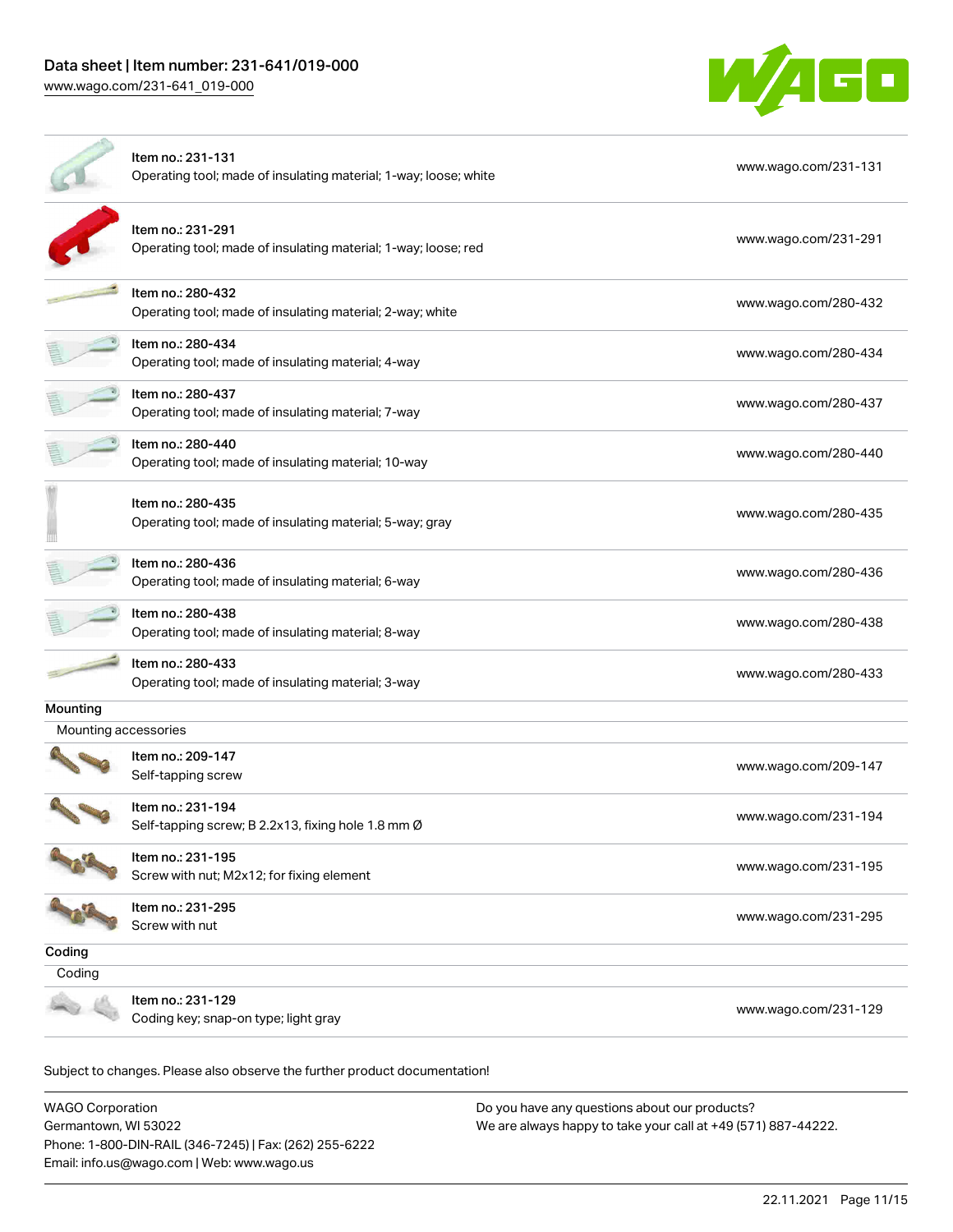| | | |
|---|---|---|
| | Item no.: 231-131<br>Operating tool; made of insulating material; 1-way; loose; white | www.wago.com/231-131 |
| | Item no.: 231-291<br>Operating tool; made of insulating material; 1-way; loose; red | www.wago.com/231-291 |
| | Item no.: 280-432<br>Operating tool; made of insulating material; 2-way; white | www.wago.com/280-432 |
| | Item no.: 280-434<br>Operating tool; made of insulating material; 4-way | www.wago.com/280-434 |
| | Item no.: 280-437<br>Operating tool; made of insulating material; 7-way | www.wago.com/280-437 |
| | Item no.: 280-440<br>Operating tool; made of insulating material; 10-way | www.wago.com/280-440 |
| | Item no.: 280-435<br>Operating tool; made of insulating material; 5-way; gray | www.wago.com/280-435 |
| | Item no.: 280-436<br>Operating tool; made of insulating material; 6-way | www.wago.com/280-436 |
| | Item no.: 280-438<br>Operating tool; made of insulating material; 8-way | www.wago.com/280-438 |
| | Item no.: 280-433<br>Operating tool; made of insulating material; 3-way | www.wago.com/280-433 |

**Mounting**

Mounting accessories

| | | |
|---|---|---|
| | Item no.: 209-147<br>Self-tapping screw | www.wago.com/209-147 |
| | Item no.: 231-194<br>Self-tapping screw; B 2.2x13, fixing hole 1.8 mm Ø | www.wago.com/231-194 |
| | Item no.: 231-195<br>Screw with nut; M2x12; for fixing element | www.wago.com/231-195 |
| | Item no.: 231-295<br>Screw with nut | www.wago.com/231-295 |

**Coding**

Coding

| | | |
|---|---|---|
| | Item no.: 231-129<br>Coding key; snap-on type; light gray | www.wago.com/231-129 |

Subject to changes. Please also observe the further product documentation!

WAGO Corporation
Germantown, WI 53022
Phone: 1-800-DIN-RAIL (346-7245) | Fax: (262) 255-6222
Email: info.us@wago.com | Web: www.wago.us

Do you have any questions about our products?
We are always happy to take your call at +49 (571) 887-44222.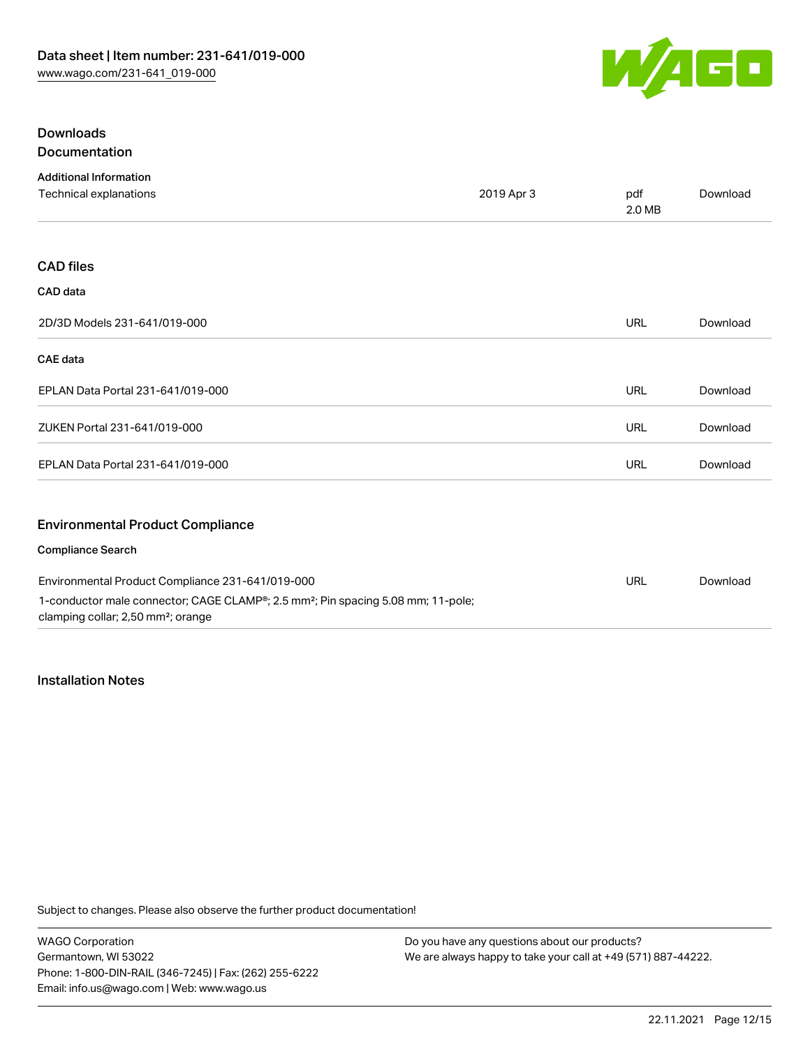## Downloads

### Documentation

**Additional Information**

| Technical explanations | 2019 Apr 3 | pdf 2.0 MB | Download |
| --- | --- | --- | --- |

### CAD files

**CAD data**

| 2D/3D Models 231-641/019-000 | URL | Download |
| --- | --- | --- |

**CAE data**

| EPLAN Data Portal 231-641/019-000 | URL | Download |
| --- | --- | --- |
| ZUKEN Portal 231-641/019-000 | URL | Download |
| EPLAN Data Portal 231-641/019-000 | URL | Download |

### Environmental Product Compliance

**Compliance Search**

| Environmental Product Compliance 231-641/019-000<br>1-conductor male connector; CAGE CLAMP®; 2.5 mm²; Pin spacing 5.08 mm; 11-pole; clamping collar; 2,50 mm²; orange | URL | Download |
| --- | --- | --- |

## Installation Notes

Subject to changes. Please also observe the further product documentation!

WAGO Corporation
Germantown, WI 53022
Phone: 1-800-DIN-RAIL (346-7245) | Fax: (262) 255-6222
Email: info.us@wago.com | Web: www.wago.us

Do you have any questions about our products?
We are always happy to take your call at +49 (571) 887-44222.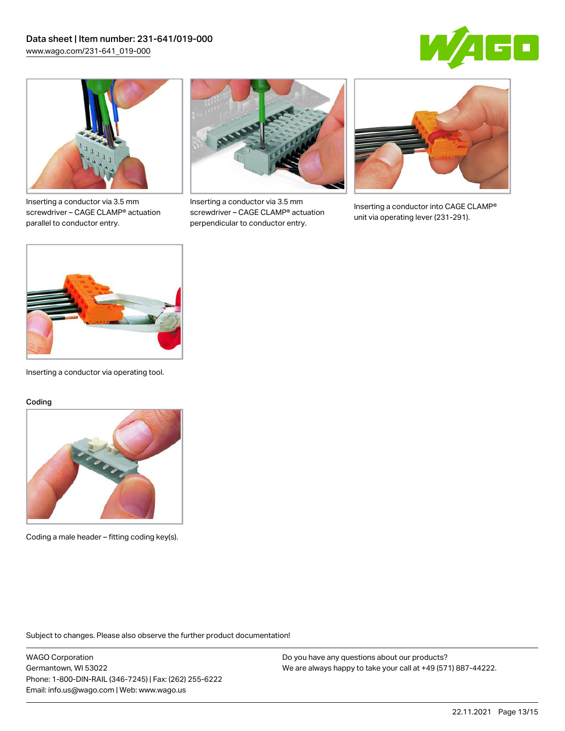Inserting a conductor via 3.5 mm screwdriver – CAGE CLAMP® actuation parallel to conductor entry.

Inserting a conductor via 3.5 mm screwdriver – CAGE CLAMP® actuation perpendicular to conductor entry.

Inserting a conductor into CAGE CLAMP® unit via operating lever (231-291).

Inserting a conductor via operating tool.

## Coding

Coding a male header – fitting coding key(s).

Subject to changes. Please also observe the further product documentation!

WAGO Corporation
Germantown, WI 53022
Phone: 1-800-DIN-RAIL (346-7245) | Fax: (262) 255-6222
Email: info.us@wago.com | Web: www.wago.us

Do you have any questions about our products?
We are always happy to take your call at +49 (571) 887-44222.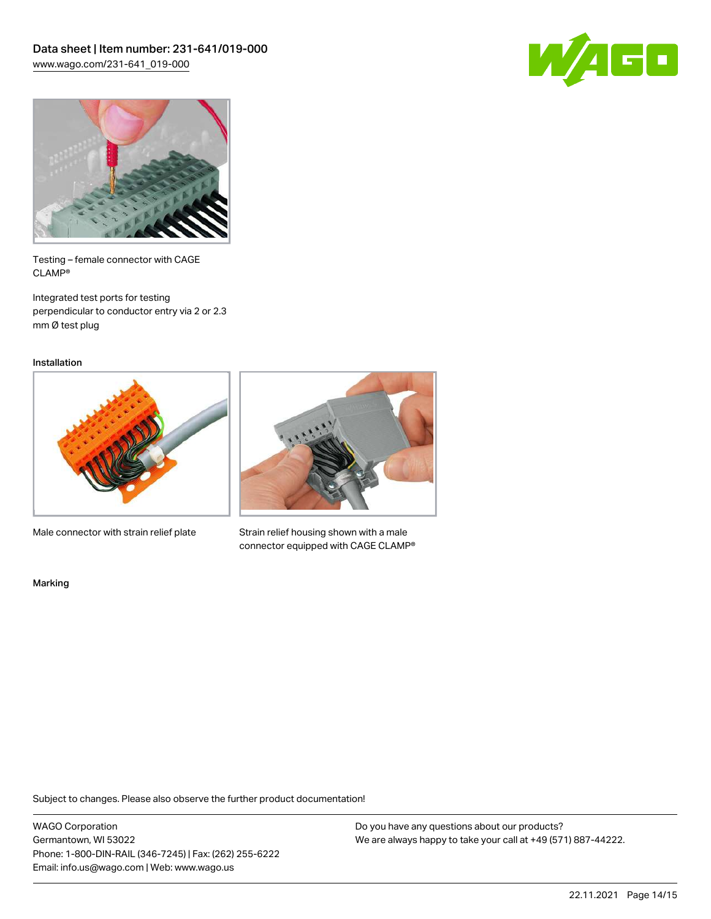Testing – female connector with CAGE CLAMP®

Integrated test ports for testing perpendicular to conductor entry via 2 or 2.3 mm Ø test plug

## Installation

Male connector with strain relief plate

Strain relief housing shown with a male connector equipped with CAGE CLAMP®

## Marking

Subject to changes. Please also observe the further product documentation!

WAGO Corporation
Germantown, WI 53022
Phone: 1-800-DIN-RAIL (346-7245) | Fax: (262) 255-6222
Email: info.us@wago.com | Web: www.wago.us

Do you have any questions about our products?
We are always happy to take your call at +49 (571) 887-44222.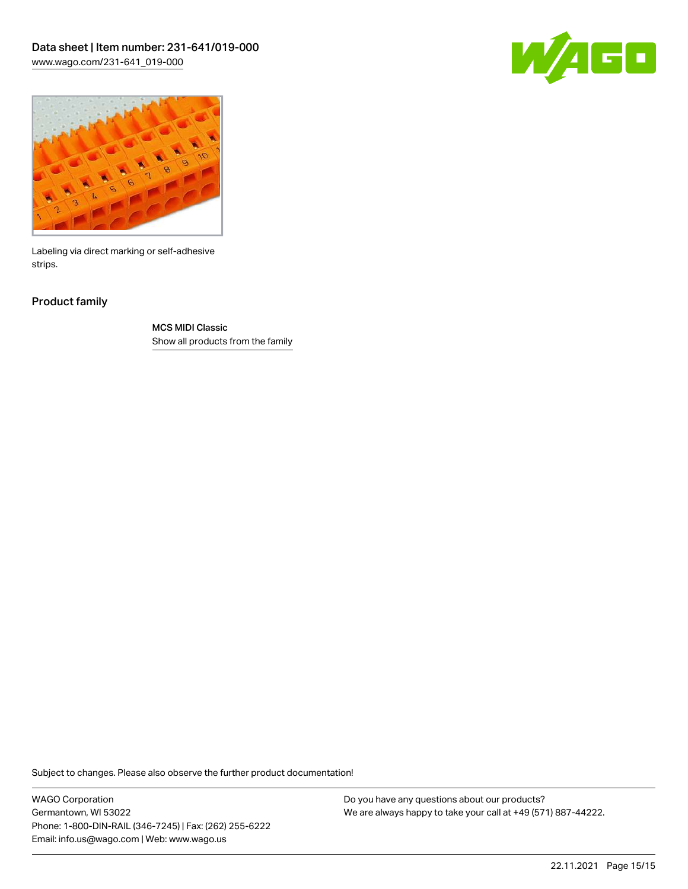Labeling via direct marking or self-adhesive strips.

## Product family

**MCS MIDI Classic**

Show all products from the family

Subject to changes. Please also observe the further product documentation!

WAGO Corporation
Germantown, WI 53022
Phone: 1-800-DIN-RAIL (346-7245) | Fax: (262) 255-6222
Email: info.us@wago.com | Web: www.wago.us

Do you have any questions about our products?
We are always happy to take your call at +49 (571) 887-44222.